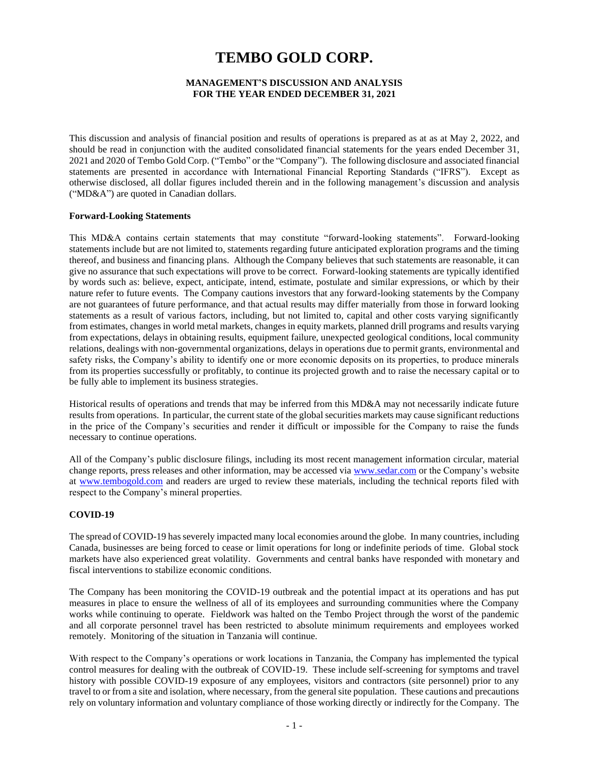# TEMBO GOLD CORP.

**MANAGEMENT'S DISCUSSION AND ANALYSIS**
**FOR THE YEAR ENDED DECEMBER 31, 2021**

This discussion and analysis of financial position and results of operations is prepared as at as at May 2, 2022, and should be read in conjunction with the audited consolidated financial statements for the years ended December 31, 2021 and 2020 of Tembo Gold Corp. ("Tembo" or the "Company"). The following disclosure and associated financial statements are presented in accordance with International Financial Reporting Standards ("IFRS"). Except as otherwise disclosed, all dollar figures included therein and in the following management's discussion and analysis ("MD&A") are quoted in Canadian dollars.

**Forward-Looking Statements**

This MD&A contains certain statements that may constitute "forward-looking statements". Forward-looking statements include but are not limited to, statements regarding future anticipated exploration programs and the timing thereof, and business and financing plans. Although the Company believes that such statements are reasonable, it can give no assurance that such expectations will prove to be correct. Forward-looking statements are typically identified by words such as: believe, expect, anticipate, intend, estimate, postulate and similar expressions, or which by their nature refer to future events. The Company cautions investors that any forward-looking statements by the Company are not guarantees of future performance, and that actual results may differ materially from those in forward looking statements as a result of various factors, including, but not limited to, capital and other costs varying significantly from estimates, changes in world metal markets, changes in equity markets, planned drill programs and results varying from expectations, delays in obtaining results, equipment failure, unexpected geological conditions, local community relations, dealings with non-governmental organizations, delays in operations due to permit grants, environmental and safety risks, the Company's ability to identify one or more economic deposits on its properties, to produce minerals from its properties successfully or profitably, to continue its projected growth and to raise the necessary capital or to be fully able to implement its business strategies.

Historical results of operations and trends that may be inferred from this MD&A may not necessarily indicate future results from operations. In particular, the current state of the global securities markets may cause significant reductions in the price of the Company's securities and render it difficult or impossible for the Company to raise the funds necessary to continue operations.

All of the Company's public disclosure filings, including its most recent management information circular, material change reports, press releases and other information, may be accessed via www.sedar.com or the Company's website at www.tembogold.com and readers are urged to review these materials, including the technical reports filed with respect to the Company's mineral properties.

**COVID-19**

The spread of COVID-19 has severely impacted many local economies around the globe. In many countries, including Canada, businesses are being forced to cease or limit operations for long or indefinite periods of time. Global stock markets have also experienced great volatility. Governments and central banks have responded with monetary and fiscal interventions to stabilize economic conditions.

The Company has been monitoring the COVID-19 outbreak and the potential impact at its operations and has put measures in place to ensure the wellness of all of its employees and surrounding communities where the Company works while continuing to operate. Fieldwork was halted on the Tembo Project through the worst of the pandemic and all corporate personnel travel has been restricted to absolute minimum requirements and employees worked remotely. Monitoring of the situation in Tanzania will continue.

With respect to the Company's operations or work locations in Tanzania, the Company has implemented the typical control measures for dealing with the outbreak of COVID-19. These include self-screening for symptoms and travel history with possible COVID-19 exposure of any employees, visitors and contractors (site personnel) prior to any travel to or from a site and isolation, where necessary, from the general site population. These cautions and precautions rely on voluntary information and voluntary compliance of those working directly or indirectly for the Company. The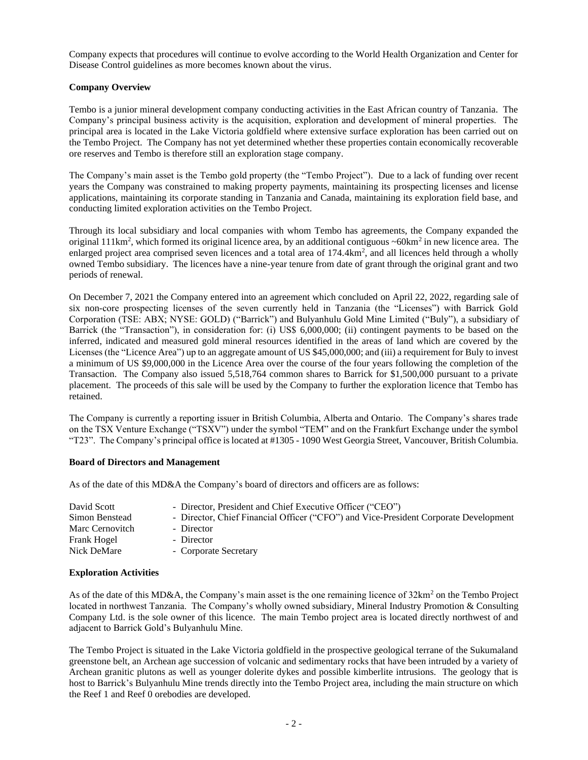Company expects that procedures will continue to evolve according to the World Health Organization and Center for Disease Control guidelines as more becomes known about the virus.

**Company Overview**

Tembo is a junior mineral development company conducting activities in the East African country of Tanzania. The Company's principal business activity is the acquisition, exploration and development of mineral properties. The principal area is located in the Lake Victoria goldfield where extensive surface exploration has been carried out on the Tembo Project. The Company has not yet determined whether these properties contain economically recoverable ore reserves and Tembo is therefore still an exploration stage company.

The Company's main asset is the Tembo gold property (the "Tembo Project"). Due to a lack of funding over recent years the Company was constrained to making property payments, maintaining its prospecting licenses and license applications, maintaining its corporate standing in Tanzania and Canada, maintaining its exploration field base, and conducting limited exploration activities on the Tembo Project.

Through its local subsidiary and local companies with whom Tembo has agreements, the Company expanded the original 111km$^2$, which formed its original licence area, by an additional contiguous ~60km$^2$ in new licence area. The enlarged project area comprised seven licences and a total area of 174.4km$^2$, and all licences held through a wholly owned Tembo subsidiary. The licences have a nine-year tenure from date of grant through the original grant and two periods of renewal.

On December 7, 2021 the Company entered into an agreement which concluded on April 22, 2022, regarding sale of six non-core prospecting licenses of the seven currently held in Tanzania (the "Licenses") with Barrick Gold Corporation (TSE: ABX; NYSE: GOLD) ("Barrick") and Bulyanhulu Gold Mine Limited ("Buly"), a subsidiary of Barrick (the "Transaction"), in consideration for: (i) US$ 6,000,000; (ii) contingent payments to be based on the inferred, indicated and measured gold mineral resources identified in the areas of land which are covered by the Licenses (the "Licence Area") up to an aggregate amount of US $45,000,000; and (iii) a requirement for Buly to invest a minimum of US $9,000,000 in the Licence Area over the course of the four years following the completion of the Transaction. The Company also issued 5,518,764 common shares to Barrick for $1,500,000 pursuant to a private placement. The proceeds of this sale will be used by the Company to further the exploration licence that Tembo has retained.

The Company is currently a reporting issuer in British Columbia, Alberta and Ontario. The Company's shares trade on the TSX Venture Exchange ("TSXV") under the symbol "TEM" and on the Frankfurt Exchange under the symbol "T23". The Company's principal office is located at #1305 - 1090 West Georgia Street, Vancouver, British Columbia.

**Board of Directors and Management**

As of the date of this MD&A the Company's board of directors and officers are as follows:

| | |
|---|---|
| David Scott | - Director, President and Chief Executive Officer ("CEO") |
| Simon Benstead | - Director, Chief Financial Officer ("CFO") and Vice-President Corporate Development |
| Marc Cernovitch | - Director |
| Frank Hogel | - Director |
| Nick DeMare | - Corporate Secretary |

**Exploration Activities**

As of the date of this MD&A, the Company's main asset is the one remaining licence of 32km$^2$ on the Tembo Project located in northwest Tanzania. The Company's wholly owned subsidiary, Mineral Industry Promotion & Consulting Company Ltd. is the sole owner of this licence. The main Tembo project area is located directly northwest of and adjacent to Barrick Gold's Bulyanhulu Mine.

The Tembo Project is situated in the Lake Victoria goldfield in the prospective geological terrane of the Sukumaland greenstone belt, an Archean age succession of volcanic and sedimentary rocks that have been intruded by a variety of Archean granitic plutons as well as younger dolerite dykes and possible kimberlite intrusions. The geology that is host to Barrick's Bulyanhulu Mine trends directly into the Tembo Project area, including the main structure on which the Reef 1 and Reef 0 orebodies are developed.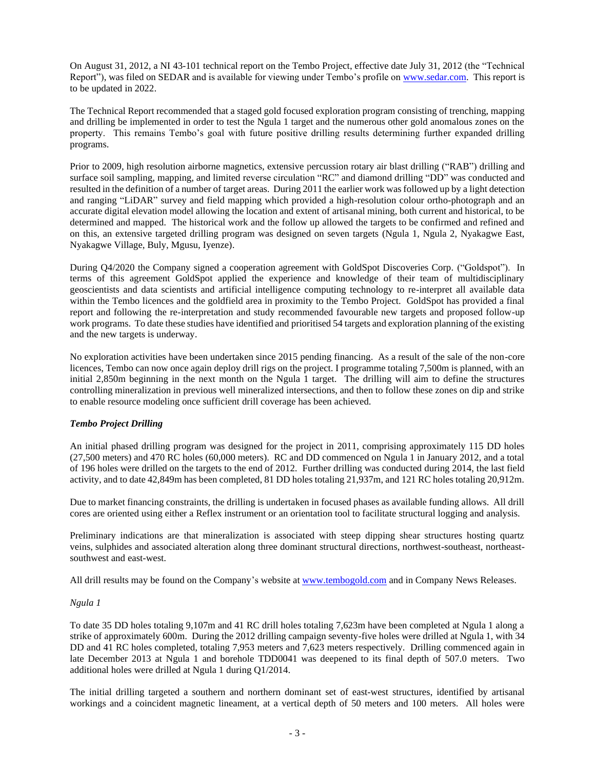On August 31, 2012, a NI 43-101 technical report on the Tembo Project, effective date July 31, 2012 (the "Technical Report"), was filed on SEDAR and is available for viewing under Tembo's profile on www.sedar.com. This report is to be updated in 2022.

The Technical Report recommended that a staged gold focused exploration program consisting of trenching, mapping and drilling be implemented in order to test the Ngula 1 target and the numerous other gold anomalous zones on the property. This remains Tembo's goal with future positive drilling results determining further expanded drilling programs.

Prior to 2009, high resolution airborne magnetics, extensive percussion rotary air blast drilling ("RAB") drilling and surface soil sampling, mapping, and limited reverse circulation "RC" and diamond drilling "DD" was conducted and resulted in the definition of a number of target areas. During 2011 the earlier work was followed up by a light detection and ranging "LiDAR" survey and field mapping which provided a high-resolution colour ortho-photograph and an accurate digital elevation model allowing the location and extent of artisanal mining, both current and historical, to be determined and mapped. The historical work and the follow up allowed the targets to be confirmed and refined and on this, an extensive targeted drilling program was designed on seven targets (Ngula 1, Ngula 2, Nyakagwe East, Nyakagwe Village, Buly, Mgusu, Iyenze).

During Q4/2020 the Company signed a cooperation agreement with GoldSpot Discoveries Corp. ("Goldspot"). In terms of this agreement GoldSpot applied the experience and knowledge of their team of multidisciplinary geoscientists and data scientists and artificial intelligence computing technology to re-interpret all available data within the Tembo licences and the goldfield area in proximity to the Tembo Project. GoldSpot has provided a final report and following the re-interpretation and study recommended favourable new targets and proposed follow-up work programs. To date these studies have identified and prioritised 54 targets and exploration planning of the existing and the new targets is underway.

No exploration activities have been undertaken since 2015 pending financing. As a result of the sale of the non-core licences, Tembo can now once again deploy drill rigs on the project. I programme totaling 7,500m is planned, with an initial 2,850m beginning in the next month on the Ngula 1 target. The drilling will aim to define the structures controlling mineralization in previous well mineralized intersections, and then to follow these zones on dip and strike to enable resource modeling once sufficient drill coverage has been achieved.

***Tembo Project Drilling***

An initial phased drilling program was designed for the project in 2011, comprising approximately 115 DD holes (27,500 meters) and 470 RC holes (60,000 meters). RC and DD commenced on Ngula 1 in January 2012, and a total of 196 holes were drilled on the targets to the end of 2012. Further drilling was conducted during 2014, the last field activity, and to date 42,849m has been completed, 81 DD holes totaling 21,937m, and 121 RC holes totaling 20,912m.

Due to market financing constraints, the drilling is undertaken in focused phases as available funding allows. All drill cores are oriented using either a Reflex instrument or an orientation tool to facilitate structural logging and analysis.

Preliminary indications are that mineralization is associated with steep dipping shear structures hosting quartz veins, sulphides and associated alteration along three dominant structural directions, northwest-southeast, northeast-southwest and east-west.

All drill results may be found on the Company's website at www.tembogold.com and in Company News Releases.

*Ngula 1*

To date 35 DD holes totaling 9,107m and 41 RC drill holes totaling 7,623m have been completed at Ngula 1 along a strike of approximately 600m. During the 2012 drilling campaign seventy-five holes were drilled at Ngula 1, with 34 DD and 41 RC holes completed, totaling 7,953 meters and 7,623 meters respectively. Drilling commenced again in late December 2013 at Ngula 1 and borehole TDD0041 was deepened to its final depth of 507.0 meters. Two additional holes were drilled at Ngula 1 during Q1/2014.

The initial drilling targeted a southern and northern dominant set of east-west structures, identified by artisanal workings and a coincident magnetic lineament, at a vertical depth of 50 meters and 100 meters. All holes were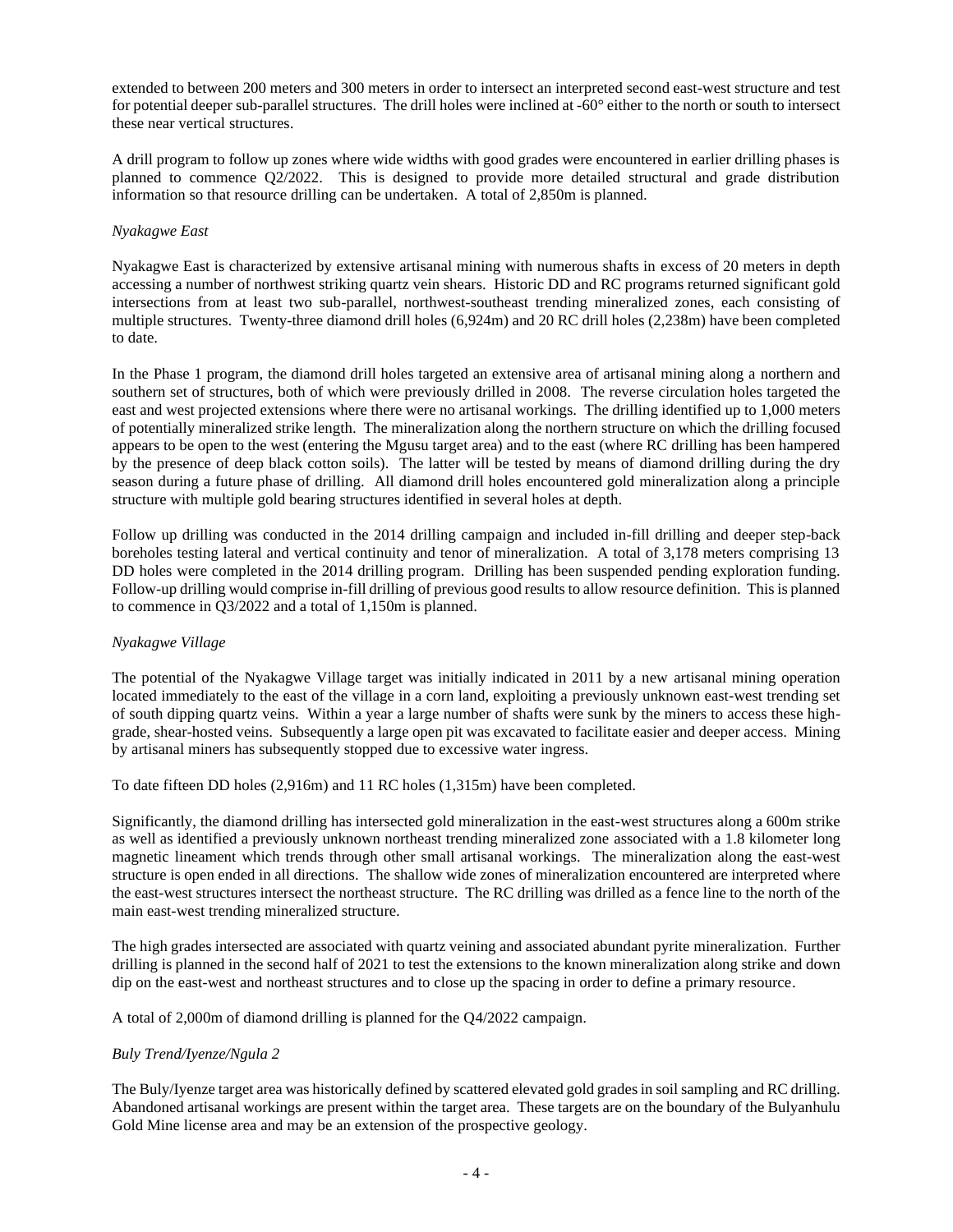extended to between 200 meters and 300 meters in order to intersect an interpreted second east-west structure and test for potential deeper sub-parallel structures. The drill holes were inclined at -60° either to the north or south to intersect these near vertical structures.

A drill program to follow up zones where wide widths with good grades were encountered in earlier drilling phases is planned to commence Q2/2022. This is designed to provide more detailed structural and grade distribution information so that resource drilling can be undertaken. A total of 2,850m is planned.

*Nyakagwe East*

Nyakagwe East is characterized by extensive artisanal mining with numerous shafts in excess of 20 meters in depth accessing a number of northwest striking quartz vein shears. Historic DD and RC programs returned significant gold intersections from at least two sub-parallel, northwest-southeast trending mineralized zones, each consisting of multiple structures. Twenty-three diamond drill holes (6,924m) and 20 RC drill holes (2,238m) have been completed to date.

In the Phase 1 program, the diamond drill holes targeted an extensive area of artisanal mining along a northern and southern set of structures, both of which were previously drilled in 2008. The reverse circulation holes targeted the east and west projected extensions where there were no artisanal workings. The drilling identified up to 1,000 meters of potentially mineralized strike length. The mineralization along the northern structure on which the drilling focused appears to be open to the west (entering the Mgusu target area) and to the east (where RC drilling has been hampered by the presence of deep black cotton soils). The latter will be tested by means of diamond drilling during the dry season during a future phase of drilling. All diamond drill holes encountered gold mineralization along a principle structure with multiple gold bearing structures identified in several holes at depth.

Follow up drilling was conducted in the 2014 drilling campaign and included in-fill drilling and deeper step-back boreholes testing lateral and vertical continuity and tenor of mineralization. A total of 3,178 meters comprising 13 DD holes were completed in the 2014 drilling program. Drilling has been suspended pending exploration funding. Follow-up drilling would comprise in-fill drilling of previous good results to allow resource definition. This is planned to commence in Q3/2022 and a total of 1,150m is planned.

*Nyakagwe Village*

The potential of the Nyakagwe Village target was initially indicated in 2011 by a new artisanal mining operation located immediately to the east of the village in a corn land, exploiting a previously unknown east-west trending set of south dipping quartz veins. Within a year a large number of shafts were sunk by the miners to access these high-grade, shear-hosted veins. Subsequently a large open pit was excavated to facilitate easier and deeper access. Mining by artisanal miners has subsequently stopped due to excessive water ingress.

To date fifteen DD holes (2,916m) and 11 RC holes (1,315m) have been completed.

Significantly, the diamond drilling has intersected gold mineralization in the east-west structures along a 600m strike as well as identified a previously unknown northeast trending mineralized zone associated with a 1.8 kilometer long magnetic lineament which trends through other small artisanal workings. The mineralization along the east-west structure is open ended in all directions. The shallow wide zones of mineralization encountered are interpreted where the east-west structures intersect the northeast structure. The RC drilling was drilled as a fence line to the north of the main east-west trending mineralized structure.

The high grades intersected are associated with quartz veining and associated abundant pyrite mineralization. Further drilling is planned in the second half of 2021 to test the extensions to the known mineralization along strike and down dip on the east-west and northeast structures and to close up the spacing in order to define a primary resource.

A total of 2,000m of diamond drilling is planned for the Q4/2022 campaign.

*Buly Trend/Iyenze/Ngula 2*

The Buly/Iyenze target area was historically defined by scattered elevated gold grades in soil sampling and RC drilling. Abandoned artisanal workings are present within the target area. These targets are on the boundary of the Bulyanhulu Gold Mine license area and may be an extension of the prospective geology.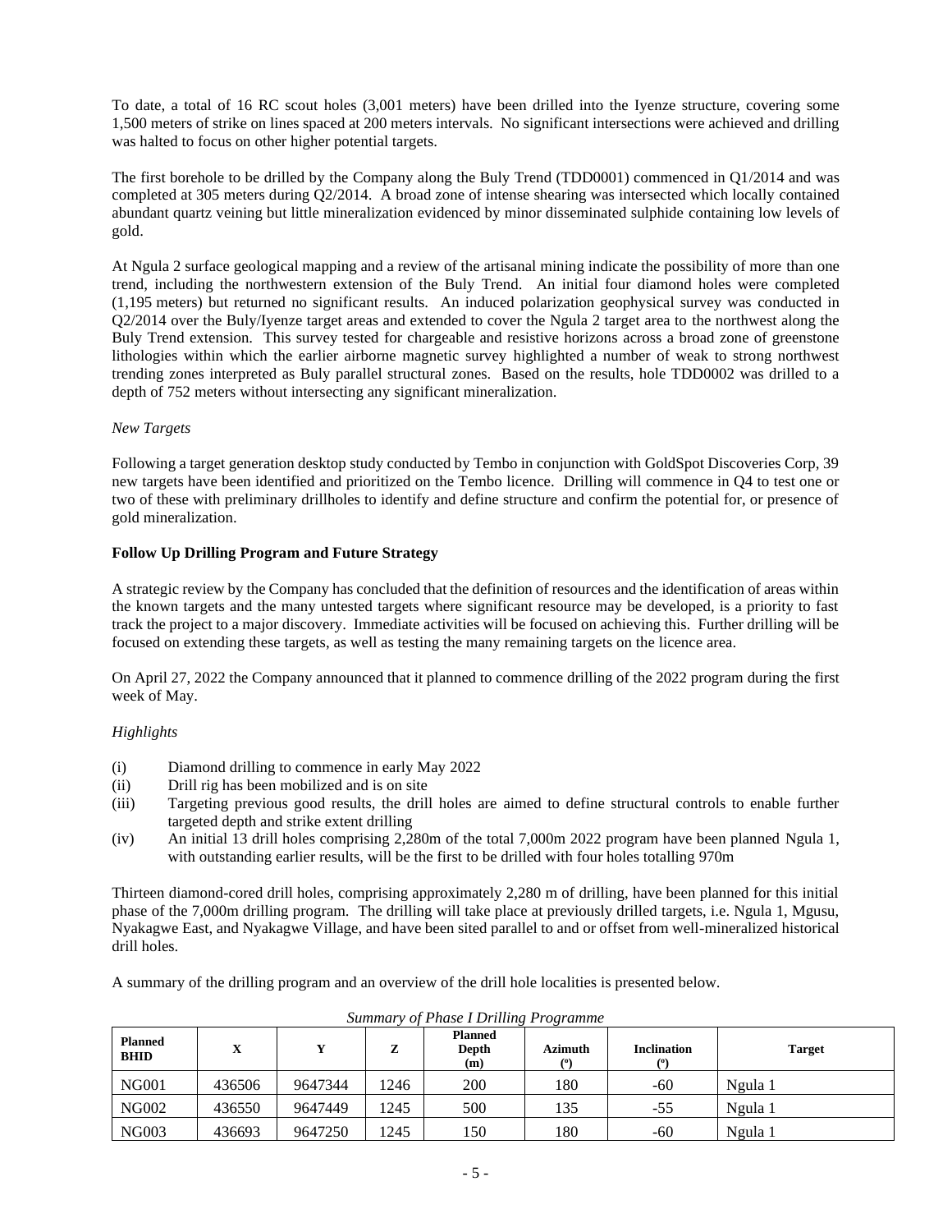To date, a total of 16 RC scout holes (3,001 meters) have been drilled into the Iyenze structure, covering some 1,500 meters of strike on lines spaced at 200 meters intervals. No significant intersections were achieved and drilling was halted to focus on other higher potential targets.

The first borehole to be drilled by the Company along the Buly Trend (TDD0001) commenced in Q1/2014 and was completed at 305 meters during Q2/2014. A broad zone of intense shearing was intersected which locally contained abundant quartz veining but little mineralization evidenced by minor disseminated sulphide containing low levels of gold.

At Ngula 2 surface geological mapping and a review of the artisanal mining indicate the possibility of more than one trend, including the northwestern extension of the Buly Trend. An initial four diamond holes were completed (1,195 meters) but returned no significant results. An induced polarization geophysical survey was conducted in Q2/2014 over the Buly/Iyenze target areas and extended to cover the Ngula 2 target area to the northwest along the Buly Trend extension. This survey tested for chargeable and resistive horizons across a broad zone of greenstone lithologies within which the earlier airborne magnetic survey highlighted a number of weak to strong northwest trending zones interpreted as Buly parallel structural zones. Based on the results, hole TDD0002 was drilled to a depth of 752 meters without intersecting any significant mineralization.

*New Targets*

Following a target generation desktop study conducted by Tembo in conjunction with GoldSpot Discoveries Corp, 39 new targets have been identified and prioritized on the Tembo licence. Drilling will commence in Q4 to test one or two of these with preliminary drillholes to identify and define structure and confirm the potential for, or presence of gold mineralization.

**Follow Up Drilling Program and Future Strategy**

A strategic review by the Company has concluded that the definition of resources and the identification of areas within the known targets and the many untested targets where significant resource may be developed, is a priority to fast track the project to a major discovery. Immediate activities will be focused on achieving this. Further drilling will be focused on extending these targets, as well as testing the many remaining targets on the licence area.

On April 27, 2022 the Company announced that it planned to commence drilling of the 2022 program during the first week of May.

*Highlights*

(i) Diamond drilling to commence in early May 2022
(ii) Drill rig has been mobilized and is on site
(iii) Targeting previous good results, the drill holes are aimed to define structural controls to enable further targeted depth and strike extent drilling
(iv) An initial 13 drill holes comprising 2,280m of the total 7,000m 2022 program have been planned Ngula 1, with outstanding earlier results, will be the first to be drilled with four holes totalling 970m

Thirteen diamond-cored drill holes, comprising approximately 2,280 m of drilling, have been planned for this initial phase of the 7,000m drilling program. The drilling will take place at previously drilled targets, i.e. Ngula 1, Mgusu, Nyakagwe East, and Nyakagwe Village, and have been sited parallel to and or offset from well-mineralized historical drill holes.

A summary of the drilling program and an overview of the drill hole localities is presented below.

*Summary of Phase I Drilling Programme*

| Planned BHID | X | Y | Z | Planned Depth (m) | Azimuth (º) | Inclination (º) | Target |
|---|---|---|---|---|---|---|---|
| NG001 | 436506 | 9647344 | 1246 | 200 | 180 | -60 | Ngula 1 |
| NG002 | 436550 | 9647449 | 1245 | 500 | 135 | -55 | Ngula 1 |
| NG003 | 436693 | 9647250 | 1245 | 150 | 180 | -60 | Ngula 1 |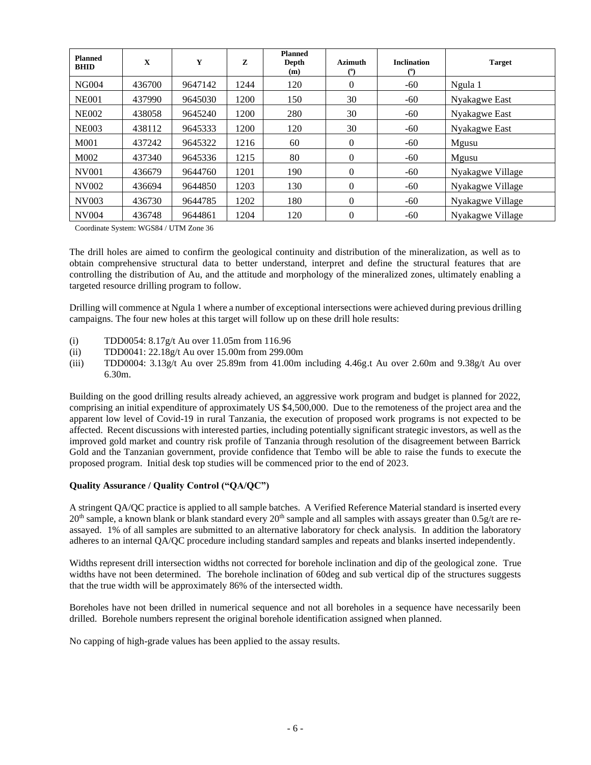| Planned BHID | X | Y | Z | Planned Depth (m) | Azimuth (º) | Inclination (º) | Target |
|---|---|---|---|---|---|---|---|
| NG004 | 436700 | 9647142 | 1244 | 120 | 0 | -60 | Ngula 1 |
| NE001 | 437990 | 9645030 | 1200 | 150 | 30 | -60 | Nyakagwe East |
| NE002 | 438058 | 9645240 | 1200 | 280 | 30 | -60 | Nyakagwe East |
| NE003 | 438112 | 9645333 | 1200 | 120 | 30 | -60 | Nyakagwe East |
| M001 | 437242 | 9645322 | 1216 | 60 | 0 | -60 | Mgusu |
| M002 | 437340 | 9645336 | 1215 | 80 | 0 | -60 | Mgusu |
| NV001 | 436679 | 9644760 | 1201 | 190 | 0 | -60 | Nyakagwe Village |
| NV002 | 436694 | 9644850 | 1203 | 130 | 0 | -60 | Nyakagwe Village |
| NV003 | 436730 | 9644785 | 1202 | 180 | 0 | -60 | Nyakagwe Village |
| NV004 | 436748 | 9644861 | 1204 | 120 | 0 | -60 | Nyakagwe Village |

Coordinate System: WGS84 / UTM Zone 36

The drill holes are aimed to confirm the geological continuity and distribution of the mineralization, as well as to obtain comprehensive structural data to better understand, interpret and define the structural features that are controlling the distribution of Au, and the attitude and morphology of the mineralized zones, ultimately enabling a targeted resource drilling program to follow.

Drilling will commence at Ngula 1 where a number of exceptional intersections were achieved during previous drilling campaigns. The four new holes at this target will follow up on these drill hole results:

(i) TDD0054: 8.17g/t Au over 11.05m from 116.96

(ii) TDD0041: 22.18g/t Au over 15.00m from 299.00m

(iii) TDD0004: 3.13g/t Au over 25.89m from 41.00m including 4.46g.t Au over 2.60m and 9.38g/t Au over 6.30m.

Building on the good drilling results already achieved, an aggressive work program and budget is planned for 2022, comprising an initial expenditure of approximately US $4,500,000. Due to the remoteness of the project area and the apparent low level of Covid-19 in rural Tanzania, the execution of proposed work programs is not expected to be affected. Recent discussions with interested parties, including potentially significant strategic investors, as well as the improved gold market and country risk profile of Tanzania through resolution of the disagreement between Barrick Gold and the Tanzanian government, provide confidence that Tembo will be able to raise the funds to execute the proposed program. Initial desk top studies will be commenced prior to the end of 2023.

**Quality Assurance / Quality Control ("QA/QC")**

A stringent QA/QC practice is applied to all sample batches. A Verified Reference Material standard is inserted every 20th sample, a known blank or blank standard every 20th sample and all samples with assays greater than 0.5g/t are re-assayed. 1% of all samples are submitted to an alternative laboratory for check analysis. In addition the laboratory adheres to an internal QA/QC procedure including standard samples and repeats and blanks inserted independently.

Widths represent drill intersection widths not corrected for borehole inclination and dip of the geological zone. True widths have not been determined. The borehole inclination of 60deg and sub vertical dip of the structures suggests that the true width will be approximately 86% of the intersected width.

Boreholes have not been drilled in numerical sequence and not all boreholes in a sequence have necessarily been drilled. Borehole numbers represent the original borehole identification assigned when planned.

No capping of high-grade values has been applied to the assay results.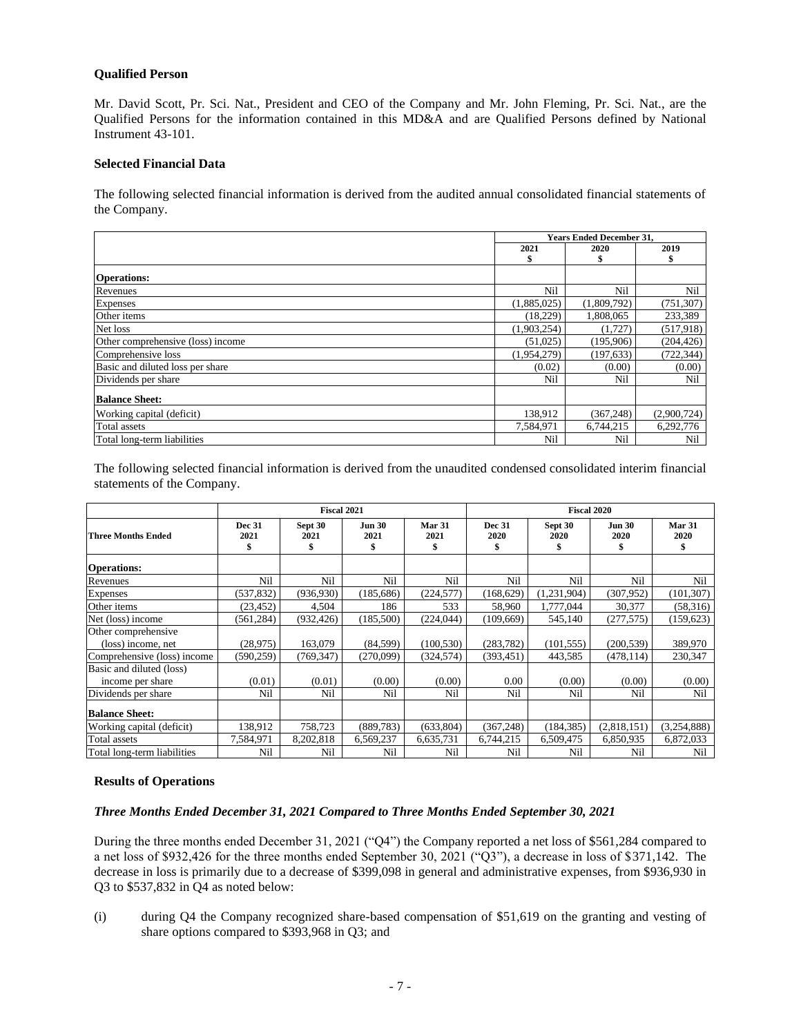### Qualified Person

Mr. David Scott, Pr. Sci. Nat., President and CEO of the Company and Mr. John Fleming, Pr. Sci. Nat., are the Qualified Persons for the information contained in this MD&A and are Qualified Persons defined by National Instrument 43-101.

### Selected Financial Data

The following selected financial information is derived from the audited annual consolidated financial statements of the Company.

| | Years Ended December 31, | | |
|---|---|---|---|
| | 2021<br>$ | 2020<br>$ | 2019<br>$ |
| **Operations:** | | | |
| Revenues | Nil | Nil | Nil |
| Expenses | (1,885,025) | (1,809,792) | (751,307) |
| Other items | (18,229) | 1,808,065 | 233,389 |
| Net loss | (1,903,254) | (1,727) | (517,918) |
| Other comprehensive (loss) income | (51,025) | (195,906) | (204,426) |
| Comprehensive loss | (1,954,279) | (197,633) | (722,344) |
| Basic and diluted loss per share | (0.02) | (0.00) | (0.00) |
| Dividends per share | Nil | Nil | Nil |
| **Balance Sheet:** | | | |
| Working capital (deficit) | 138,912 | (367,248) | (2,900,724) |
| Total assets | 7,584,971 | 6,744,215 | 6,292,776 |
| Total long-term liabilities | Nil | Nil | Nil |

The following selected financial information is derived from the unaudited condensed consolidated interim financial statements of the Company.

| | Fiscal 2021 | | | | Fiscal 2020 | | | |
|---|---|---|---|---|---|---|---|---|
| **Three Months Ended** | Dec 31<br>2021<br>$ | Sept 30<br>2021<br>$ | Jun 30<br>2021<br>$ | Mar 31<br>2021<br>$ | Dec 31<br>2020<br>$ | Sept 30<br>2020<br>$ | Jun 30<br>2020<br>$ | Mar 31<br>2020<br>$ |
| **Operations:** | | | | | | | | |
| Revenues | Nil | Nil | Nil | Nil | Nil | Nil | Nil | Nil |
| Expenses | (537,832) | (936,930) | (185,686) | (224,577) | (168,629) | (1,231,904) | (307,952) | (101,307) |
| Other items | (23,452) | 4,504 | 186 | 533 | 58,960 | 1,777,044 | 30,377 | (58,316) |
| Net (loss) income | (561,284) | (932,426) | (185,500) | (224,044) | (109,669) | 545,140 | (277,575) | (159,623) |
| Other comprehensive (loss) income, net | (28,975) | 163,079 | (84,599) | (100,530) | (283,782) | (101,555) | (200,539) | 389,970 |
| Comprehensive (loss) income | (590,259) | (769,347) | (270,099) | (324,574) | (393,451) | 443,585 | (478,114) | 230,347 |
| Basic and diluted (loss) income per share | (0.01) | (0.01) | (0.00) | (0.00) | 0.00 | (0.00) | (0.00) | (0.00) |
| Dividends per share | Nil | Nil | Nil | Nil | Nil | Nil | Nil | Nil |
| **Balance Sheet:** | | | | | | | | |
| Working capital (deficit) | 138,912 | 758,723 | (889,783) | (633,804) | (367,248) | (184,385) | (2,818,151) | (3,254,888) |
| Total assets | 7,584,971 | 8,202,818 | 6,569,237 | 6,635,731 | 6,744,215 | 6,509,475 | 6,850,935 | 6,872,033 |
| Total long-term liabilities | Nil | Nil | Nil | Nil | Nil | Nil | Nil | Nil |

### Results of Operations

#### *Three Months Ended December 31, 2021 Compared to Three Months Ended September 30, 2021*

During the three months ended December 31, 2021 ("Q4") the Company reported a net loss of $561,284 compared to a net loss of $932,426 for the three months ended September 30, 2021 ("Q3"), a decrease in loss of $371,142. The decrease in loss is primarily due to a decrease of $399,098 in general and administrative expenses, from $936,930 in Q3 to $537,832 in Q4 as noted below:

(i) during Q4 the Company recognized share-based compensation of $51,619 on the granting and vesting of share options compared to $393,968 in Q3; and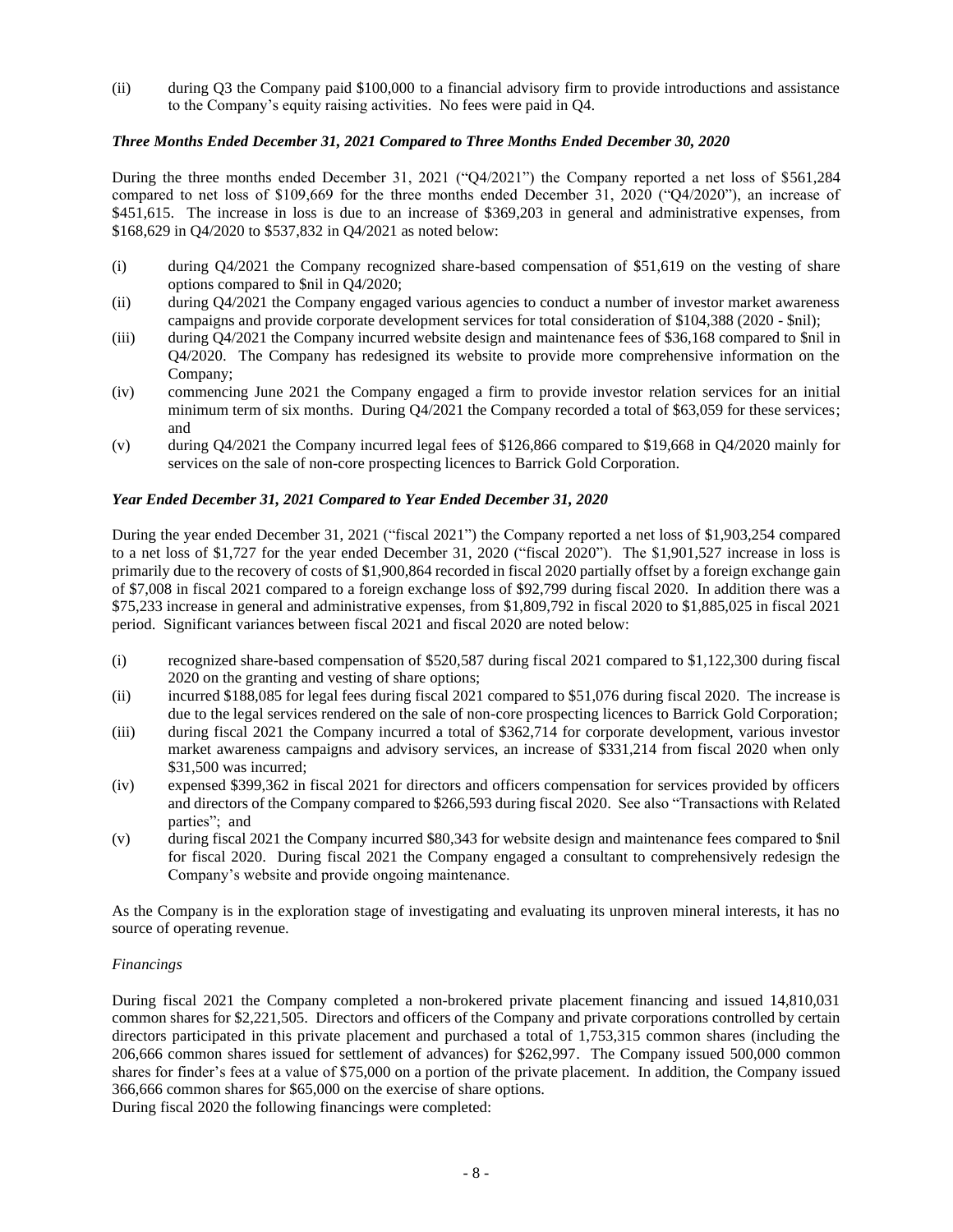(ii) during Q3 the Company paid $100,000 to a financial advisory firm to provide introductions and assistance to the Company's equity raising activities. No fees were paid in Q4.

***Three Months Ended December 31, 2021 Compared to Three Months Ended December 30, 2020***

During the three months ended December 31, 2021 ("Q4/2021") the Company reported a net loss of $561,284 compared to net loss of $109,669 for the three months ended December 31, 2020 ("Q4/2020"), an increase of $451,615. The increase in loss is due to an increase of $369,203 in general and administrative expenses, from $168,629 in Q4/2020 to $537,832 in Q4/2021 as noted below:

(i) during Q4/2021 the Company recognized share-based compensation of $51,619 on the vesting of share options compared to $nil in Q4/2020;

(ii) during Q4/2021 the Company engaged various agencies to conduct a number of investor market awareness campaigns and provide corporate development services for total consideration of $104,388 (2020 - $nil);

(iii) during Q4/2021 the Company incurred website design and maintenance fees of $36,168 compared to $nil in Q4/2020. The Company has redesigned its website to provide more comprehensive information on the Company;

(iv) commencing June 2021 the Company engaged a firm to provide investor relation services for an initial minimum term of six months. During Q4/2021 the Company recorded a total of $63,059 for these services; and

(v) during Q4/2021 the Company incurred legal fees of $126,866 compared to $19,668 in Q4/2020 mainly for services on the sale of non-core prospecting licences to Barrick Gold Corporation.

***Year Ended December 31, 2021 Compared to Year Ended December 31, 2020***

During the year ended December 31, 2021 ("fiscal 2021") the Company reported a net loss of $1,903,254 compared to a net loss of $1,727 for the year ended December 31, 2020 ("fiscal 2020"). The $1,901,527 increase in loss is primarily due to the recovery of costs of $1,900,864 recorded in fiscal 2020 partially offset by a foreign exchange gain of $7,008 in fiscal 2021 compared to a foreign exchange loss of $92,799 during fiscal 2020. In addition there was a $75,233 increase in general and administrative expenses, from $1,809,792 in fiscal 2020 to $1,885,025 in fiscal 2021 period. Significant variances between fiscal 2021 and fiscal 2020 are noted below:

(i) recognized share-based compensation of $520,587 during fiscal 2021 compared to $1,122,300 during fiscal 2020 on the granting and vesting of share options;

(ii) incurred $188,085 for legal fees during fiscal 2021 compared to $51,076 during fiscal 2020. The increase is due to the legal services rendered on the sale of non-core prospecting licences to Barrick Gold Corporation;

(iii) during fiscal 2021 the Company incurred a total of $362,714 for corporate development, various investor market awareness campaigns and advisory services, an increase of $331,214 from fiscal 2020 when only $31,500 was incurred;

(iv) expensed $399,362 in fiscal 2021 for directors and officers compensation for services provided by officers and directors of the Company compared to $266,593 during fiscal 2020. See also "Transactions with Related parties"; and

(v) during fiscal 2021 the Company incurred $80,343 for website design and maintenance fees compared to $nil for fiscal 2020. During fiscal 2021 the Company engaged a consultant to comprehensively redesign the Company's website and provide ongoing maintenance.

As the Company is in the exploration stage of investigating and evaluating its unproven mineral interests, it has no source of operating revenue.

*Financings*

During fiscal 2021 the Company completed a non-brokered private placement financing and issued 14,810,031 common shares for $2,221,505. Directors and officers of the Company and private corporations controlled by certain directors participated in this private placement and purchased a total of 1,753,315 common shares (including the 206,666 common shares issued for settlement of advances) for $262,997. The Company issued 500,000 common shares for finder's fees at a value of $75,000 on a portion of the private placement. In addition, the Company issued 366,666 common shares for $65,000 on the exercise of share options.

During fiscal 2020 the following financings were completed: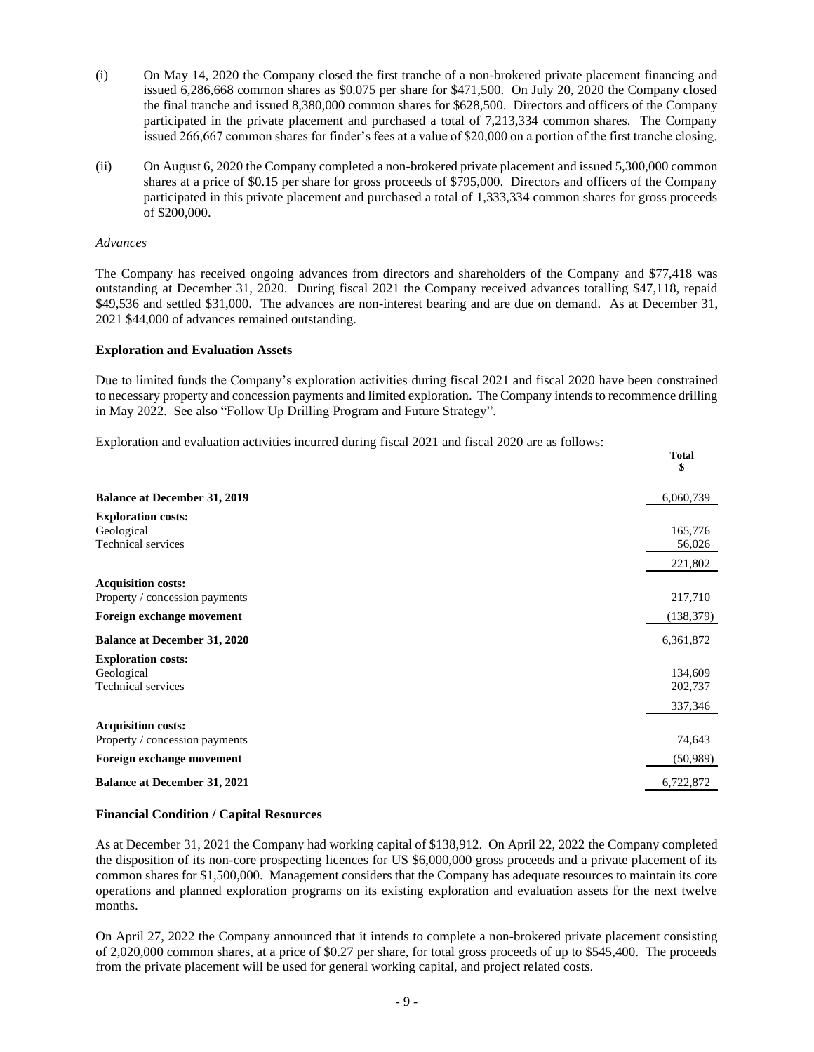(i) On May 14, 2020 the Company closed the first tranche of a non-brokered private placement financing and issued 6,286,668 common shares as $0.075 per share for $471,500. On July 20, 2020 the Company closed the final tranche and issued 8,380,000 common shares for $628,500. Directors and officers of the Company participated in the private placement and purchased a total of 7,213,334 common shares. The Company issued 266,667 common shares for finder's fees at a value of $20,000 on a portion of the first tranche closing.

(ii) On August 6, 2020 the Company completed a non-brokered private placement and issued 5,300,000 common shares at a price of $0.15 per share for gross proceeds of $795,000. Directors and officers of the Company participated in this private placement and purchased a total of 1,333,334 common shares for gross proceeds of $200,000.

*Advances*

The Company has received ongoing advances from directors and shareholders of the Company and $77,418 was outstanding at December 31, 2020. During fiscal 2021 the Company received advances totalling $47,118, repaid $49,536 and settled $31,000. The advances are non-interest bearing and are due on demand. As at December 31, 2021 $44,000 of advances remained outstanding.

### Exploration and Evaluation Assets

Due to limited funds the Company's exploration activities during fiscal 2021 and fiscal 2020 have been constrained to necessary property and concession payments and limited exploration. The Company intends to recommence drilling in May 2022. See also "Follow Up Drilling Program and Future Strategy".

Exploration and evaluation activities incurred during fiscal 2021 and fiscal 2020 are as follows:

| | Total<br>$ |
|---|---|
| **Balance at December 31, 2019** | 6,060,739 |
| **Exploration costs:** | |
| Geological | 165,776 |
| Technical services | 56,026 |
| | 221,802 |
| **Acquisition costs:** | |
| Property / concession payments | 217,710 |
| **Foreign exchange movement** | (138,379) |
| **Balance at December 31, 2020** | 6,361,872 |
| **Exploration costs:** | |
| Geological | 134,609 |
| Technical services | 202,737 |
| | 337,346 |
| **Acquisition costs:** | |
| Property / concession payments | 74,643 |
| **Foreign exchange movement** | (50,989) |
| **Balance at December 31, 2021** | 6,722,872 |

### Financial Condition / Capital Resources

As at December 31, 2021 the Company had working capital of $138,912. On April 22, 2022 the Company completed the disposition of its non-core prospecting licences for US $6,000,000 gross proceeds and a private placement of its common shares for $1,500,000. Management considers that the Company has adequate resources to maintain its core operations and planned exploration programs on its existing exploration and evaluation assets for the next twelve months.

On April 27, 2022 the Company announced that it intends to complete a non-brokered private placement consisting of 2,020,000 common shares, at a price of $0.27 per share, for total gross proceeds of up to $545,400. The proceeds from the private placement will be used for general working capital, and project related costs.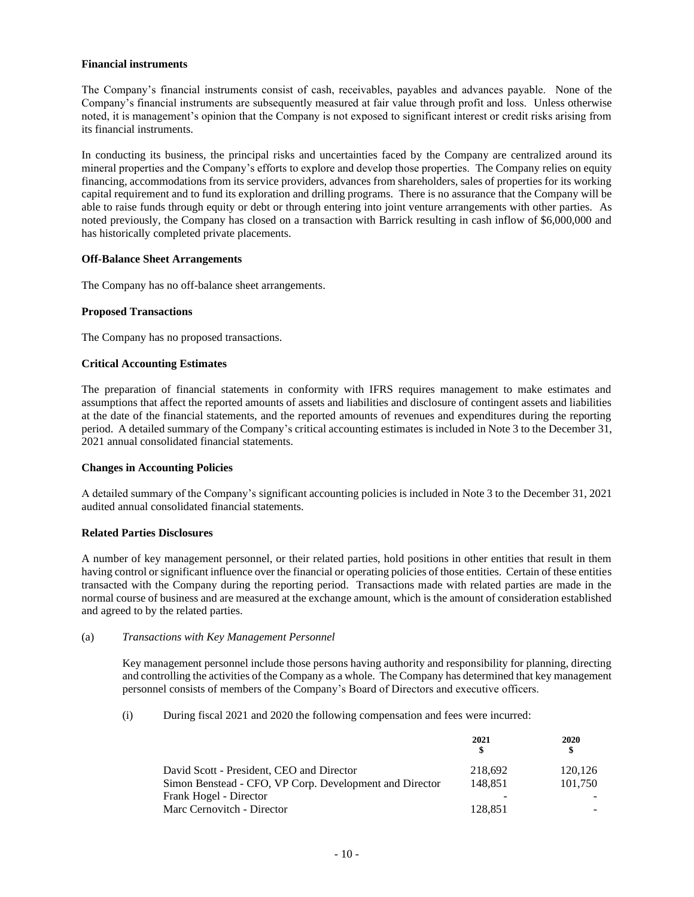**Financial instruments**

The Company's financial instruments consist of cash, receivables, payables and advances payable. None of the Company's financial instruments are subsequently measured at fair value through profit and loss. Unless otherwise noted, it is management's opinion that the Company is not exposed to significant interest or credit risks arising from its financial instruments.

In conducting its business, the principal risks and uncertainties faced by the Company are centralized around its mineral properties and the Company's efforts to explore and develop those properties. The Company relies on equity financing, accommodations from its service providers, advances from shareholders, sales of properties for its working capital requirement and to fund its exploration and drilling programs. There is no assurance that the Company will be able to raise funds through equity or debt or through entering into joint venture arrangements with other parties. As noted previously, the Company has closed on a transaction with Barrick resulting in cash inflow of $6,000,000 and has historically completed private placements.

**Off-Balance Sheet Arrangements**

The Company has no off-balance sheet arrangements.

**Proposed Transactions**

The Company has no proposed transactions.

**Critical Accounting Estimates**

The preparation of financial statements in conformity with IFRS requires management to make estimates and assumptions that affect the reported amounts of assets and liabilities and disclosure of contingent assets and liabilities at the date of the financial statements, and the reported amounts of revenues and expenditures during the reporting period. A detailed summary of the Company's critical accounting estimates is included in Note 3 to the December 31, 2021 annual consolidated financial statements.

**Changes in Accounting Policies**

A detailed summary of the Company's significant accounting policies is included in Note 3 to the December 31, 2021 audited annual consolidated financial statements.

**Related Parties Disclosures**

A number of key management personnel, or their related parties, hold positions in other entities that result in them having control or significant influence over the financial or operating policies of those entities. Certain of these entities transacted with the Company during the reporting period. Transactions made with related parties are made in the normal course of business and are measured at the exchange amount, which is the amount of consideration established and agreed to by the related parties.

(a) *Transactions with Key Management Personnel*

Key management personnel include those persons having authority and responsibility for planning, directing and controlling the activities of the Company as a whole. The Company has determined that key management personnel consists of members of the Company's Board of Directors and executive officers.

(i) During fiscal 2021 and 2020 the following compensation and fees were incurred:

| | 2021 $ | 2020 $ |
|---|---|---|
| David Scott - President, CEO and Director | 218,692 | 120,126 |
| Simon Benstead - CFO, VP Corp. Development and Director | 148,851 | 101,750 |
| Frank Hogel - Director | - | - |
| Marc Cernovitch - Director | 128,851 | - |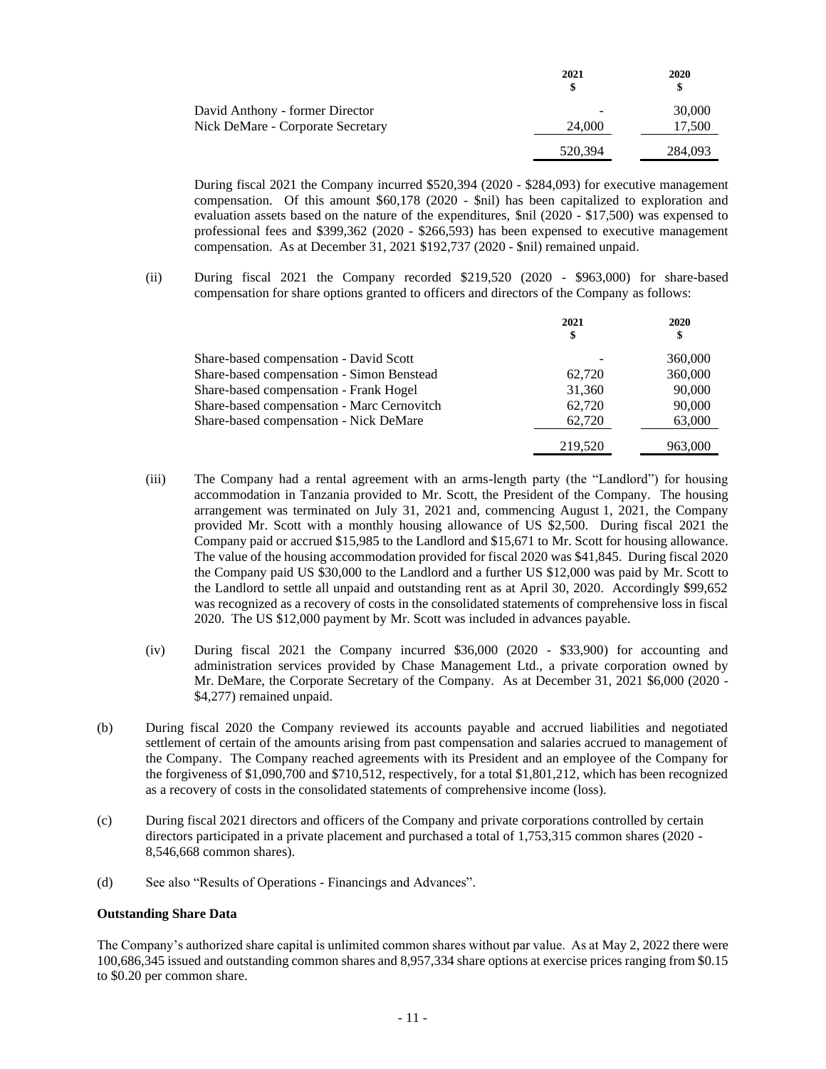| | 2021<br>$ | 2020<br>$ |
|---|---|---|
| David Anthony - former Director | - | 30,000 |
| Nick DeMare - Corporate Secretary | 24,000 | 17,500 |
| | 520,394 | 284,093 |

During fiscal 2021 the Company incurred $520,394 (2020 - $284,093) for executive management compensation. Of this amount $60,178 (2020 - $nil) has been capitalized to exploration and evaluation assets based on the nature of the expenditures, $nil (2020 - $17,500) was expensed to professional fees and $399,362 (2020 - $266,593) has been expensed to executive management compensation. As at December 31, 2021 $192,737 (2020 - $nil) remained unpaid.

(ii) During fiscal 2021 the Company recorded $219,520 (2020 - $963,000) for share-based compensation for share options granted to officers and directors of the Company as follows:

| | 2021<br>$ | 2020<br>$ |
|---|---|---|
| Share-based compensation - David Scott | - | 360,000 |
| Share-based compensation - Simon Benstead | 62,720 | 360,000 |
| Share-based compensation - Frank Hogel | 31,360 | 90,000 |
| Share-based compensation - Marc Cernovitch | 62,720 | 90,000 |
| Share-based compensation - Nick DeMare | 62,720 | 63,000 |
| | 219,520 | 963,000 |

(iii) The Company had a rental agreement with an arms-length party (the "Landlord") for housing accommodation in Tanzania provided to Mr. Scott, the President of the Company. The housing arrangement was terminated on July 31, 2021 and, commencing August 1, 2021, the Company provided Mr. Scott with a monthly housing allowance of US $2,500. During fiscal 2021 the Company paid or accrued $15,985 to the Landlord and $15,671 to Mr. Scott for housing allowance. The value of the housing accommodation provided for fiscal 2020 was $41,845. During fiscal 2020 the Company paid US $30,000 to the Landlord and a further US $12,000 was paid by Mr. Scott to the Landlord to settle all unpaid and outstanding rent as at April 30, 2020. Accordingly $99,652 was recognized as a recovery of costs in the consolidated statements of comprehensive loss in fiscal 2020. The US $12,000 payment by Mr. Scott was included in advances payable.

(iv) During fiscal 2021 the Company incurred $36,000 (2020 - $33,900) for accounting and administration services provided by Chase Management Ltd., a private corporation owned by Mr. DeMare, the Corporate Secretary of the Company. As at December 31, 2021 $6,000 (2020 - $4,277) remained unpaid.

(b) During fiscal 2020 the Company reviewed its accounts payable and accrued liabilities and negotiated settlement of certain of the amounts arising from past compensation and salaries accrued to management of the Company. The Company reached agreements with its President and an employee of the Company for the forgiveness of $1,090,700 and $710,512, respectively, for a total $1,801,212, which has been recognized as a recovery of costs in the consolidated statements of comprehensive income (loss).

(c) During fiscal 2021 directors and officers of the Company and private corporations controlled by certain directors participated in a private placement and purchased a total of 1,753,315 common shares (2020 - 8,546,668 common shares).

(d) See also "Results of Operations - Financings and Advances".

**Outstanding Share Data**

The Company's authorized share capital is unlimited common shares without par value. As at May 2, 2022 there were 100,686,345 issued and outstanding common shares and 8,957,334 share options at exercise prices ranging from $0.15 to $0.20 per common share.